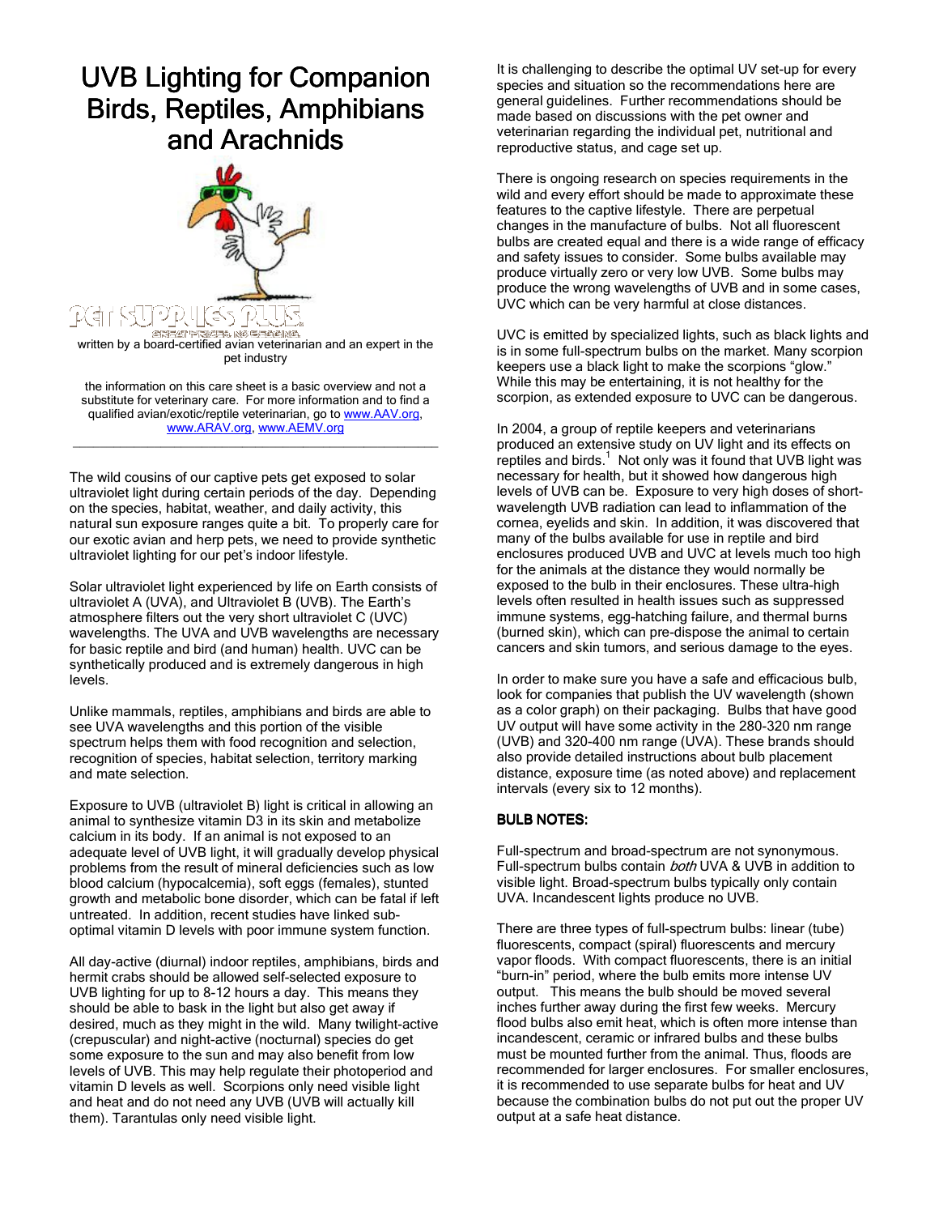# UVB Lighting for Companion Birds, Reptiles, Amphibians and Arachnids

written by a board-certified avian veterinarian and an expert in the pet industry

the information on this care sheet is a basic overview and not a substitute for veterinary care. For more information and to find a qualified avian/exotic/reptile veterinarian, go to www.AAV.org, www.ARAV.org, www.AEMV.org

---

The wild cousins of our captive pets get exposed to solar ultraviolet light during certain periods of the day. Depending on the species, habitat, weather, and daily activity, this natural sun exposure ranges quite a bit. To properly care for our exotic avian and herp pets, we need to provide synthetic ultraviolet lighting for our pet's indoor lifestyle.

Solar ultraviolet light experienced by life on Earth consists of ultraviolet A (UVA), and Ultraviolet B (UVB). The Earth's atmosphere filters out the very short ultraviolet C (UVC) wavelengths. The UVA and UVB wavelengths are necessary for basic reptile and bird (and human) health. UVC can be synthetically produced and is extremely dangerous in high levels.

Unlike mammals, reptiles, amphibians and birds are able to see UVA wavelengths and this portion of the visible spectrum helps them with food recognition and selection, recognition of species, habitat selection, territory marking and mate selection.

Exposure to UVB (ultraviolet B) light is critical in allowing an animal to synthesize vitamin D3 in its skin and metabolize calcium in its body. If an animal is not exposed to an adequate level of UVB light, it will gradually develop physical problems from the result of mineral deficiencies such as low blood calcium (hypocalcemia), soft eggs (females), stunted growth and metabolic bone disorder, which can be fatal if left untreated. In addition, recent studies have linked sub-optimal vitamin D levels with poor immune system function.

All day-active (diurnal) indoor reptiles, amphibians, birds and hermit crabs should be allowed self-selected exposure to UVB lighting for up to 8-12 hours a day. This means they should be able to bask in the light but also get away if desired, much as they might in the wild. Many twilight-active (crepuscular) and night-active (nocturnal) species do get some exposure to the sun and may also benefit from low levels of UVB. This may help regulate their photoperiod and vitamin D levels as well. Scorpions only need visible light and heat and do not need any UVB (UVB will actually kill them). Tarantulas only need visible light.

It is challenging to describe the optimal UV set-up for every species and situation so the recommendations here are general guidelines. Further recommendations should be made based on discussions with the pet owner and veterinarian regarding the individual pet, nutritional and reproductive status, and cage set up.

There is ongoing research on species requirements in the wild and every effort should be made to approximate these features to the captive lifestyle. There are perpetual changes in the manufacture of bulbs. Not all fluorescent bulbs are created equal and there is a wide range of efficacy and safety issues to consider. Some bulbs available may produce virtually zero or very low UVB. Some bulbs may produce the wrong wavelengths of UVB and in some cases, UVC which can be very harmful at close distances.

UVC is emitted by specialized lights, such as black lights and is in some full-spectrum bulbs on the market. Many scorpion keepers use a black light to make the scorpions "glow." While this may be entertaining, it is not healthy for the scorpion, as extended exposure to UVC can be dangerous.

In 2004, a group of reptile keepers and veterinarians produced an extensive study on UV light and its effects on reptiles and birds.[1] Not only was it found that UVB light was necessary for health, but it showed how dangerous high levels of UVB can be. Exposure to very high doses of short-wavelength UVB radiation can lead to inflammation of the cornea, eyelids and skin. In addition, it was discovered that many of the bulbs available for use in reptile and bird enclosures produced UVB and UVC at levels much too high for the animals at the distance they would normally be exposed to the bulb in their enclosures. These ultra-high levels often resulted in health issues such as suppressed immune systems, egg-hatching failure, and thermal burns (burned skin), which can pre-dispose the animal to certain cancers and skin tumors, and serious damage to the eyes.

In order to make sure you have a safe and efficacious bulb, look for companies that publish the UV wavelength (shown as a color graph) on their packaging. Bulbs that have good UV output will have some activity in the 280-320 nm range (UVB) and 320-400 nm range (UVA). These brands should also provide detailed instructions about bulb placement distance, exposure time (as noted above) and replacement intervals (every six to 12 months).

### BULB NOTES:

Full-spectrum and broad-spectrum are not synonymous. Full-spectrum bulbs contain *both* UVA & UVB in addition to visible light. Broad-spectrum bulbs typically only contain UVA. Incandescent lights produce no UVB.

There are three types of full-spectrum bulbs: linear (tube) fluorescents, compact (spiral) fluorescents and mercury vapor floods. With compact fluorescents, there is an initial "burn-in" period, where the bulb emits more intense UV output. This means the bulb should be moved several inches further away during the first few weeks. Mercury flood bulbs also emit heat, which is often more intense than incandescent, ceramic or infrared bulbs and these bulbs must be mounted further from the animal. Thus, floods are recommended for larger enclosures. For smaller enclosures, it is recommended to use separate bulbs for heat and UV because the combination bulbs do not put out the proper UV output at a safe heat distance.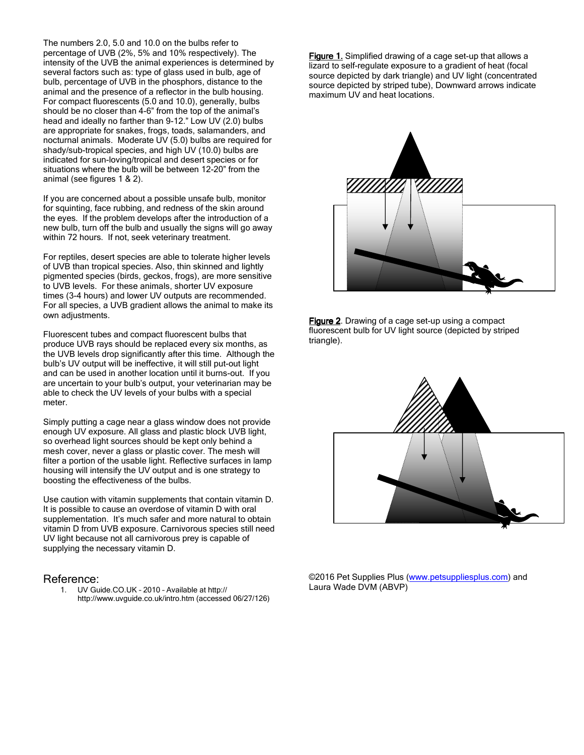The numbers 2.0, 5.0 and 10.0 on the bulbs refer to percentage of UVB (2%, 5% and 10% respectively). The intensity of the UVB the animal experiences is determined by several factors such as: type of glass used in bulb, age of bulb, percentage of UVB in the phosphors, distance to the animal and the presence of a reflector in the bulb housing. For compact fluorescents (5.0 and 10.0), generally, bulbs should be no closer than 4-6" from the top of the animal's head and ideally no farther than 9-12." Low UV (2.0) bulbs are appropriate for snakes, frogs, toads, salamanders, and nocturnal animals. Moderate UV (5.0) bulbs are required for shady/sub-tropical species, and high UV (10.0) bulbs are indicated for sun-loving/tropical and desert species or for situations where the bulb will be between 12-20" from the animal (see figures 1 & 2).

If you are concerned about a possible unsafe bulb, monitor for squinting, face rubbing, and redness of the skin around the eyes. If the problem develops after the introduction of a new bulb, turn off the bulb and usually the signs will go away within 72 hours. If not, seek veterinary treatment.

For reptiles, desert species are able to tolerate higher levels of UVB than tropical species. Also, thin skinned and lightly pigmented species (birds, geckos, frogs), are more sensitive to UVB levels. For these animals, shorter UV exposure times (3-4 hours) and lower UV outputs are recommended. For all species, a UVB gradient allows the animal to make its own adjustments.

Fluorescent tubes and compact fluorescent bulbs that produce UVB rays should be replaced every six months, as the UVB levels drop significantly after this time. Although the bulb's UV output will be ineffective, it will still put-out light and can be used in another location until it burns-out. If you are uncertain to your bulb's output, your veterinarian may be able to check the UV levels of your bulbs with a special meter.

Simply putting a cage near a glass window does not provide enough UV exposure. All glass and plastic block UVB light, so overhead light sources should be kept only behind a mesh cover, never a glass or plastic cover. The mesh will filter a portion of the usable light. Reflective surfaces in lamp housing will intensify the UV output and is one strategy to boosting the effectiveness of the bulbs.

Use caution with vitamin supplements that contain vitamin D. It is possible to cause an overdose of vitamin D with oral supplementation. It's much safer and more natural to obtain vitamin D from UVB exposure. Carnivorous species still need UV light because not all carnivorous prey is capable of supplying the necessary vitamin D.

## Reference:

1. UV Guide.CO.UK – 2010 – Available at http:// http://www.uvguide.co.uk/intro.htm (accessed 06/27/126)

**Figure 1.** Simplified drawing of a cage set-up that allows a lizard to self-regulate exposure to a gradient of heat (focal source depicted by dark triangle) and UV light (concentrated source depicted by striped tube), Downward arrows indicate maximum UV and heat locations.

**Figure 2**. Drawing of a cage set-up using a compact fluorescent bulb for UV light source (depicted by striped triangle).

©2016 Pet Supplies Plus (www.petsuppliesplus.com) and Laura Wade DVM (ABVP)